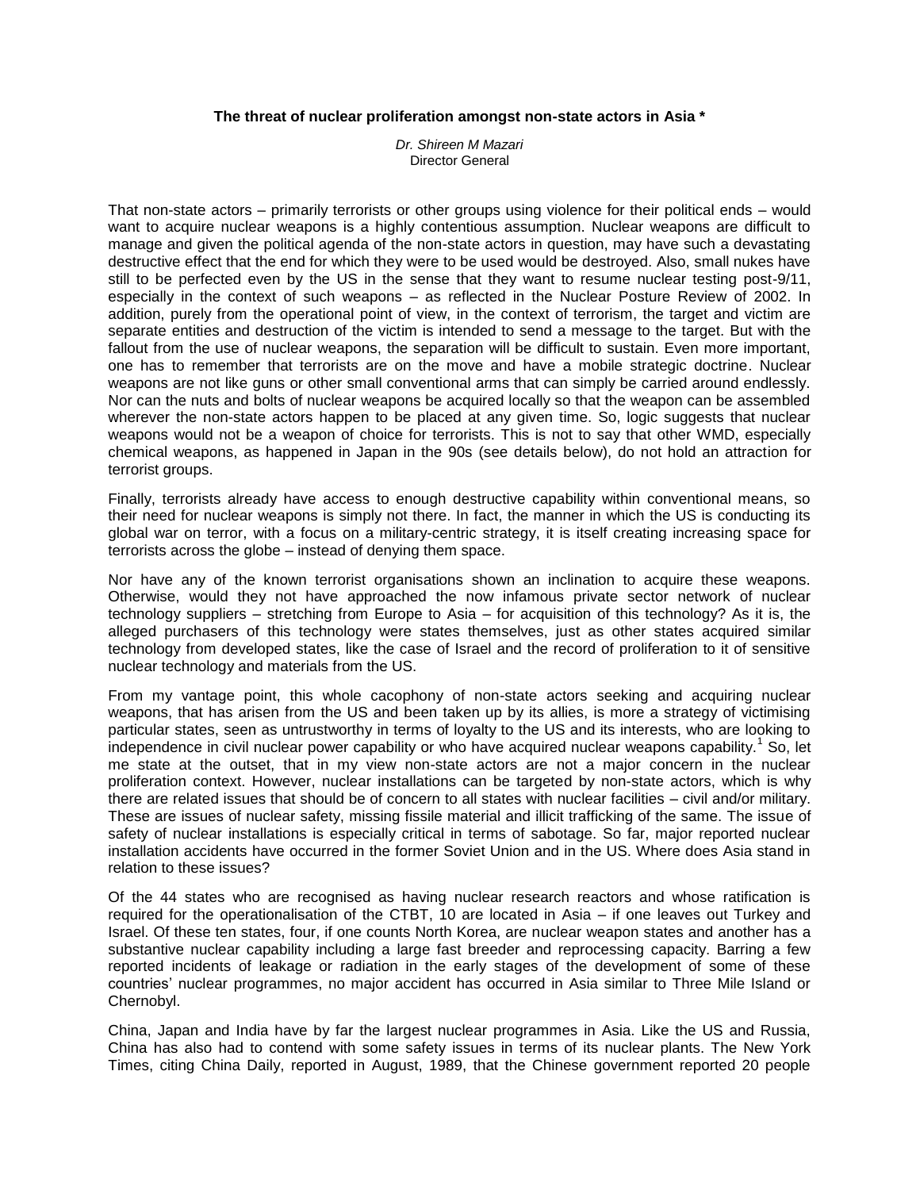# The threat of nuclear proliferation amongst non-state actors in Asia *

*Dr. Shireen M Mazari*
Director General

That non-state actors – primarily terrorists or other groups using violence for their political ends – would want to acquire nuclear weapons is a highly contentious assumption. Nuclear weapons are difficult to manage and given the political agenda of the non-state actors in question, may have such a devastating destructive effect that the end for which they were to be used would be destroyed. Also, small nukes have still to be perfected even by the US in the sense that they want to resume nuclear testing post-9/11, especially in the context of such weapons – as reflected in the Nuclear Posture Review of 2002. In addition, purely from the operational point of view, in the context of terrorism, the target and victim are separate entities and destruction of the victim is intended to send a message to the target. But with the fallout from the use of nuclear weapons, the separation will be difficult to sustain. Even more important, one has to remember that terrorists are on the move and have a mobile strategic doctrine. Nuclear weapons are not like guns or other small conventional arms that can simply be carried around endlessly. Nor can the nuts and bolts of nuclear weapons be acquired locally so that the weapon can be assembled wherever the non-state actors happen to be placed at any given time. So, logic suggests that nuclear weapons would not be a weapon of choice for terrorists. This is not to say that other WMD, especially chemical weapons, as happened in Japan in the 90s (see details below), do not hold an attraction for terrorist groups.

Finally, terrorists already have access to enough destructive capability within conventional means, so their need for nuclear weapons is simply not there. In fact, the manner in which the US is conducting its global war on terror, with a focus on a military-centric strategy, it is itself creating increasing space for terrorists across the globe – instead of denying them space.

Nor have any of the known terrorist organisations shown an inclination to acquire these weapons. Otherwise, would they not have approached the now infamous private sector network of nuclear technology suppliers – stretching from Europe to Asia – for acquisition of this technology? As it is, the alleged purchasers of this technology were states themselves, just as other states acquired similar technology from developed states, like the case of Israel and the record of proliferation to it of sensitive nuclear technology and materials from the US.

From my vantage point, this whole cacophony of non-state actors seeking and acquiring nuclear weapons, that has arisen from the US and been taken up by its allies, is more a strategy of victimising particular states, seen as untrustworthy in terms of loyalty to the US and its interests, who are looking to independence in civil nuclear power capability or who have acquired nuclear weapons capability.[1] So, let me state at the outset, that in my view non-state actors are not a major concern in the nuclear proliferation context. However, nuclear installations can be targeted by non-state actors, which is why there are related issues that should be of concern to all states with nuclear facilities – civil and/or military. These are issues of nuclear safety, missing fissile material and illicit trafficking of the same. The issue of safety of nuclear installations is especially critical in terms of sabotage. So far, major reported nuclear installation accidents have occurred in the former Soviet Union and in the US. Where does Asia stand in relation to these issues?

Of the 44 states who are recognised as having nuclear research reactors and whose ratification is required for the operationalisation of the CTBT, 10 are located in Asia – if one leaves out Turkey and Israel. Of these ten states, four, if one counts North Korea, are nuclear weapon states and another has a substantive nuclear capability including a large fast breeder and reprocessing capacity. Barring a few reported incidents of leakage or radiation in the early stages of the development of some of these countries' nuclear programmes, no major accident has occurred in Asia similar to Three Mile Island or Chernobyl.

China, Japan and India have by far the largest nuclear programmes in Asia. Like the US and Russia, China has also had to contend with some safety issues in terms of its nuclear plants. The New York Times, citing China Daily, reported in August, 1989, that the Chinese government reported 20 people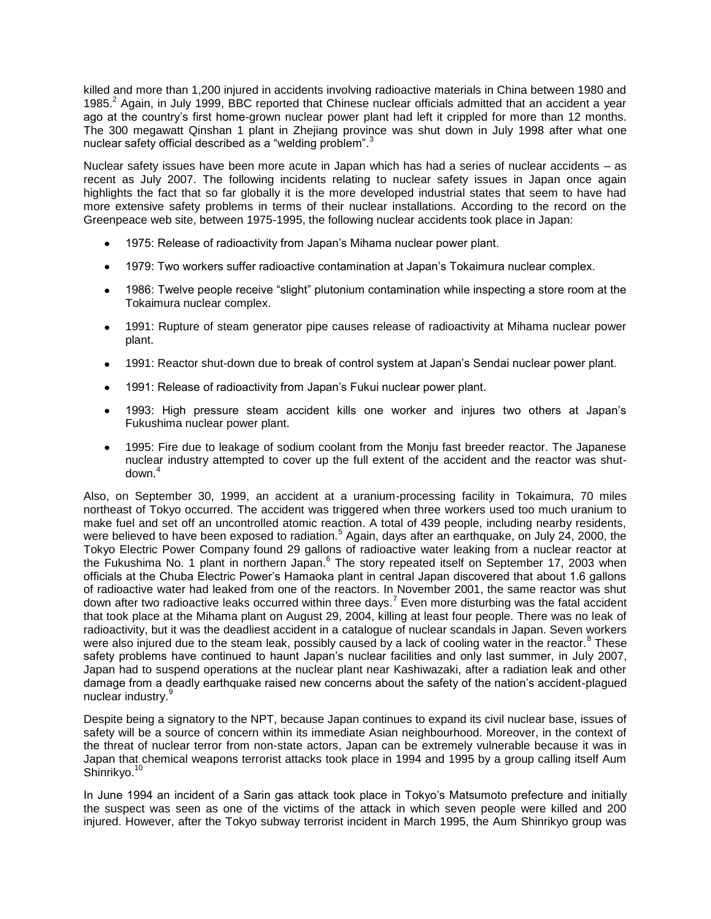killed and more than 1,200 injured in accidents involving radioactive materials in China between 1980 and 1985.[2] Again, in July 1999, BBC reported that Chinese nuclear officials admitted that an accident a year ago at the country's first home-grown nuclear power plant had left it crippled for more than 12 months. The 300 megawatt Qinshan 1 plant in Zhejiang province was shut down in July 1998 after what one nuclear safety official described as a "welding problem".[3]

Nuclear safety issues have been more acute in Japan which has had a series of nuclear accidents – as recent as July 2007. The following incidents relating to nuclear safety issues in Japan once again highlights the fact that so far globally it is the more developed industrial states that seem to have had more extensive safety problems in terms of their nuclear installations. According to the record on the Greenpeace web site, between 1975-1995, the following nuclear accidents took place in Japan:

- 1975: Release of radioactivity from Japan's Mihama nuclear power plant.
- 1979: Two workers suffer radioactive contamination at Japan's Tokaimura nuclear complex.
- 1986: Twelve people receive "slight" plutonium contamination while inspecting a store room at the Tokaimura nuclear complex.
- 1991: Rupture of steam generator pipe causes release of radioactivity at Mihama nuclear power plant.
- 1991: Reactor shut-down due to break of control system at Japan's Sendai nuclear power plant.
- 1991: Release of radioactivity from Japan's Fukui nuclear power plant.
- 1993: High pressure steam accident kills one worker and injures two others at Japan's Fukushima nuclear power plant.
- 1995: Fire due to leakage of sodium coolant from the Monju fast breeder reactor. The Japanese nuclear industry attempted to cover up the full extent of the accident and the reactor was shut-down.[4]

Also, on September 30, 1999, an accident at a uranium-processing facility in Tokaimura, 70 miles northeast of Tokyo occurred. The accident was triggered when three workers used too much uranium to make fuel and set off an uncontrolled atomic reaction. A total of 439 people, including nearby residents, were believed to have been exposed to radiation.[5] Again, days after an earthquake, on July 24, 2000, the Tokyo Electric Power Company found 29 gallons of radioactive water leaking from a nuclear reactor at the Fukushima No. 1 plant in northern Japan.[6] The story repeated itself on September 17, 2003 when officials at the Chuba Electric Power's Hamaoka plant in central Japan discovered that about 1.6 gallons of radioactive water had leaked from one of the reactors. In November 2001, the same reactor was shut down after two radioactive leaks occurred within three days.[7] Even more disturbing was the fatal accident that took place at the Mihama plant on August 29, 2004, killing at least four people. There was no leak of radioactivity, but it was the deadliest accident in a catalogue of nuclear scandals in Japan. Seven workers were also injured due to the steam leak, possibly caused by a lack of cooling water in the reactor.[8] These safety problems have continued to haunt Japan's nuclear facilities and only last summer, in July 2007, Japan had to suspend operations at the nuclear plant near Kashiwazaki, after a radiation leak and other damage from a deadly earthquake raised new concerns about the safety of the nation's accident-plagued nuclear industry.[9]

Despite being a signatory to the NPT, because Japan continues to expand its civil nuclear base, issues of safety will be a source of concern within its immediate Asian neighbourhood. Moreover, in the context of the threat of nuclear terror from non-state actors, Japan can be extremely vulnerable because it was in Japan that chemical weapons terrorist attacks took place in 1994 and 1995 by a group calling itself Aum Shinrikyo.[10]

In June 1994 an incident of a Sarin gas attack took place in Tokyo's Matsumoto prefecture and initially the suspect was seen as one of the victims of the attack in which seven people were killed and 200 injured. However, after the Tokyo subway terrorist incident in March 1995, the Aum Shinrikyo group was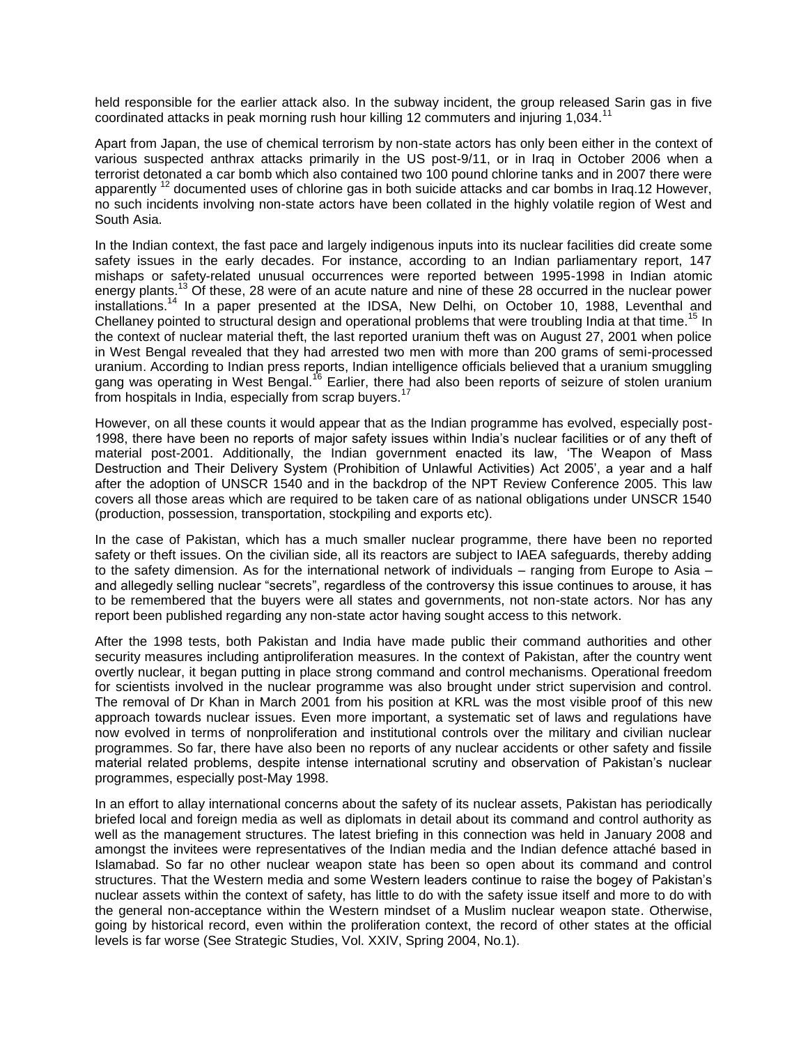held responsible for the earlier attack also. In the subway incident, the group released Sarin gas in five coordinated attacks in peak morning rush hour killing 12 commuters and injuring 1,034.[11]

Apart from Japan, the use of chemical terrorism by non-state actors has only been either in the context of various suspected anthrax attacks primarily in the US post-9/11, or in Iraq in October 2006 when a terrorist detonated a car bomb which also contained two 100 pound chlorine tanks and in 2007 there were apparently [12] documented uses of chlorine gas in both suicide attacks and car bombs in Iraq.12 However, no such incidents involving non-state actors have been collated in the highly volatile region of West and South Asia.

In the Indian context, the fast pace and largely indigenous inputs into its nuclear facilities did create some safety issues in the early decades. For instance, according to an Indian parliamentary report, 147 mishaps or safety-related unusual occurrences were reported between 1995-1998 in Indian atomic energy plants.[13] Of these, 28 were of an acute nature and nine of these 28 occurred in the nuclear power installations.[14] In a paper presented at the IDSA, New Delhi, on October 10, 1988, Leventhal and Chellaney pointed to structural design and operational problems that were troubling India at that time.[15] In the context of nuclear material theft, the last reported uranium theft was on August 27, 2001 when police in West Bengal revealed that they had arrested two men with more than 200 grams of semi-processed uranium. According to Indian press reports, Indian intelligence officials believed that a uranium smuggling gang was operating in West Bengal.[16] Earlier, there had also been reports of seizure of stolen uranium from hospitals in India, especially from scrap buyers.[17]

However, on all these counts it would appear that as the Indian programme has evolved, especially post-1998, there have been no reports of major safety issues within India's nuclear facilities or of any theft of material post-2001. Additionally, the Indian government enacted its law, 'The Weapon of Mass Destruction and Their Delivery System (Prohibition of Unlawful Activities) Act 2005', a year and a half after the adoption of UNSCR 1540 and in the backdrop of the NPT Review Conference 2005. This law covers all those areas which are required to be taken care of as national obligations under UNSCR 1540 (production, possession, transportation, stockpiling and exports etc).

In the case of Pakistan, which has a much smaller nuclear programme, there have been no reported safety or theft issues. On the civilian side, all its reactors are subject to IAEA safeguards, thereby adding to the safety dimension. As for the international network of individuals – ranging from Europe to Asia – and allegedly selling nuclear "secrets", regardless of the controversy this issue continues to arouse, it has to be remembered that the buyers were all states and governments, not non-state actors. Nor has any report been published regarding any non-state actor having sought access to this network.

After the 1998 tests, both Pakistan and India have made public their command authorities and other security measures including antiproliferation measures. In the context of Pakistan, after the country went overtly nuclear, it began putting in place strong command and control mechanisms. Operational freedom for scientists involved in the nuclear programme was also brought under strict supervision and control. The removal of Dr Khan in March 2001 from his position at KRL was the most visible proof of this new approach towards nuclear issues. Even more important, a systematic set of laws and regulations have now evolved in terms of nonproliferation and institutional controls over the military and civilian nuclear programmes. So far, there have also been no reports of any nuclear accidents or other safety and fissile material related problems, despite intense international scrutiny and observation of Pakistan's nuclear programmes, especially post-May 1998.

In an effort to allay international concerns about the safety of its nuclear assets, Pakistan has periodically briefed local and foreign media as well as diplomats in detail about its command and control authority as well as the management structures. The latest briefing in this connection was held in January 2008 and amongst the invitees were representatives of the Indian media and the Indian defence attaché based in Islamabad. So far no other nuclear weapon state has been so open about its command and control structures. That the Western media and some Western leaders continue to raise the bogey of Pakistan's nuclear assets within the context of safety, has little to do with the safety issue itself and more to do with the general non-acceptance within the Western mindset of a Muslim nuclear weapon state. Otherwise, going by historical record, even within the proliferation context, the record of other states at the official levels is far worse (See Strategic Studies, Vol. XXIV, Spring 2004, No.1).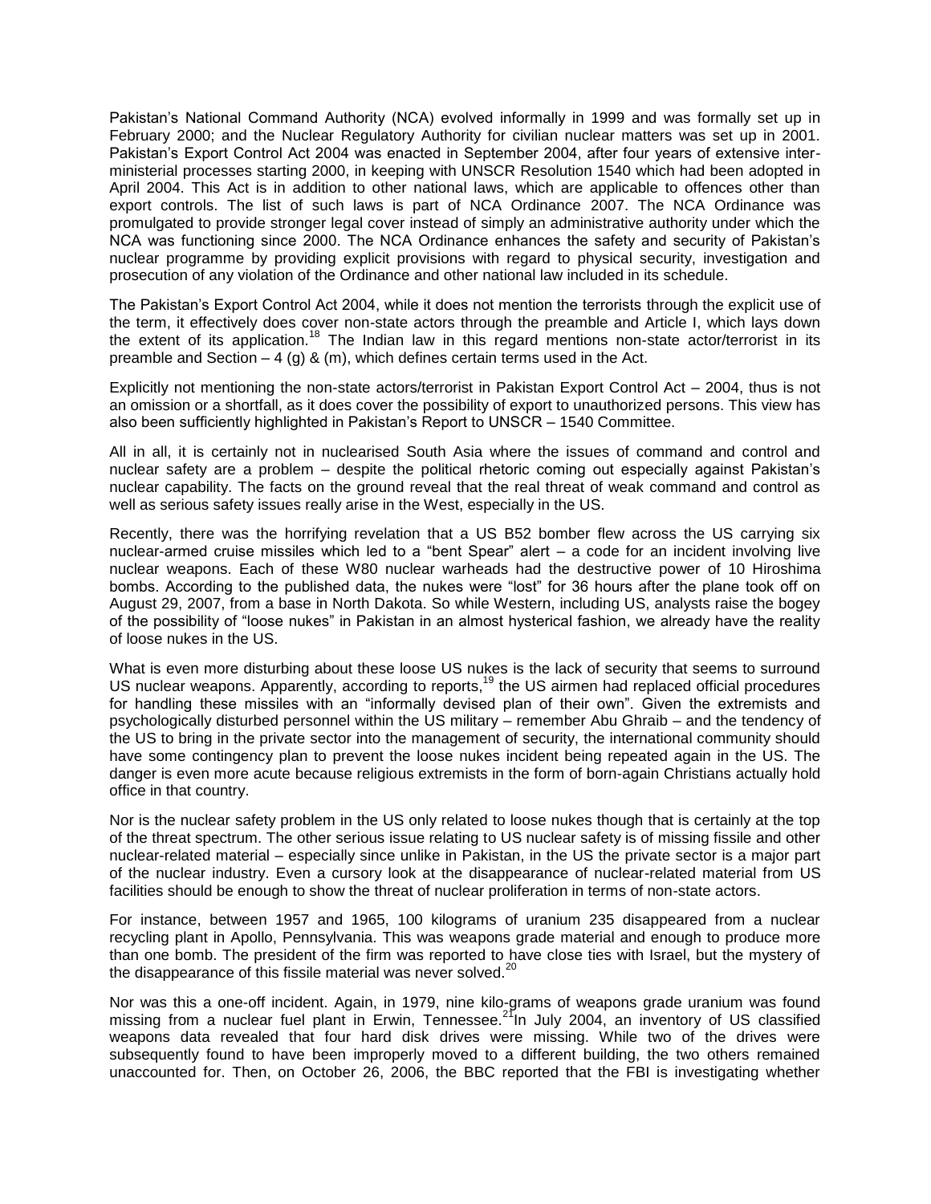Pakistan's National Command Authority (NCA) evolved informally in 1999 and was formally set up in February 2000; and the Nuclear Regulatory Authority for civilian nuclear matters was set up in 2001. Pakistan's Export Control Act 2004 was enacted in September 2004, after four years of extensive inter-ministerial processes starting 2000, in keeping with UNSCR Resolution 1540 which had been adopted in April 2004. This Act is in addition to other national laws, which are applicable to offences other than export controls. The list of such laws is part of NCA Ordinance 2007. The NCA Ordinance was promulgated to provide stronger legal cover instead of simply an administrative authority under which the NCA was functioning since 2000. The NCA Ordinance enhances the safety and security of Pakistan's nuclear programme by providing explicit provisions with regard to physical security, investigation and prosecution of any violation of the Ordinance and other national law included in its schedule.

The Pakistan's Export Control Act 2004, while it does not mention the terrorists through the explicit use of the term, it effectively does cover non-state actors through the preamble and Article I, which lays down the extent of its application.[18] The Indian law in this regard mentions non-state actor/terrorist in its preamble and Section – 4 (g) & (m), which defines certain terms used in the Act.

Explicitly not mentioning the non-state actors/terrorist in Pakistan Export Control Act – 2004, thus is not an omission or a shortfall, as it does cover the possibility of export to unauthorized persons. This view has also been sufficiently highlighted in Pakistan's Report to UNSCR – 1540 Committee.

All in all, it is certainly not in nuclearised South Asia where the issues of command and control and nuclear safety are a problem – despite the political rhetoric coming out especially against Pakistan's nuclear capability. The facts on the ground reveal that the real threat of weak command and control as well as serious safety issues really arise in the West, especially in the US.

Recently, there was the horrifying revelation that a US B52 bomber flew across the US carrying six nuclear-armed cruise missiles which led to a "bent Spear" alert – a code for an incident involving live nuclear weapons. Each of these W80 nuclear warheads had the destructive power of 10 Hiroshima bombs. According to the published data, the nukes were "lost" for 36 hours after the plane took off on August 29, 2007, from a base in North Dakota. So while Western, including US, analysts raise the bogey of the possibility of "loose nukes" in Pakistan in an almost hysterical fashion, we already have the reality of loose nukes in the US.

What is even more disturbing about these loose US nukes is the lack of security that seems to surround US nuclear weapons. Apparently, according to reports,[19] the US airmen had replaced official procedures for handling these missiles with an "informally devised plan of their own". Given the extremists and psychologically disturbed personnel within the US military – remember Abu Ghraib – and the tendency of the US to bring in the private sector into the management of security, the international community should have some contingency plan to prevent the loose nukes incident being repeated again in the US. The danger is even more acute because religious extremists in the form of born-again Christians actually hold office in that country.

Nor is the nuclear safety problem in the US only related to loose nukes though that is certainly at the top of the threat spectrum. The other serious issue relating to US nuclear safety is of missing fissile and other nuclear-related material – especially since unlike in Pakistan, in the US the private sector is a major part of the nuclear industry. Even a cursory look at the disappearance of nuclear-related material from US facilities should be enough to show the threat of nuclear proliferation in terms of non-state actors.

For instance, between 1957 and 1965, 100 kilograms of uranium 235 disappeared from a nuclear recycling plant in Apollo, Pennsylvania. This was weapons grade material and enough to produce more than one bomb. The president of the firm was reported to have close ties with Israel, but the mystery of the disappearance of this fissile material was never solved.[20]

Nor was this a one-off incident. Again, in 1979, nine kilo-grams of weapons grade uranium was found missing from a nuclear fuel plant in Erwin, Tennessee.[21] In July 2004, an inventory of US classified weapons data revealed that four hard disk drives were missing. While two of the drives were subsequently found to have been improperly moved to a different building, the two others remained unaccounted for. Then, on October 26, 2006, the BBC reported that the FBI is investigating whether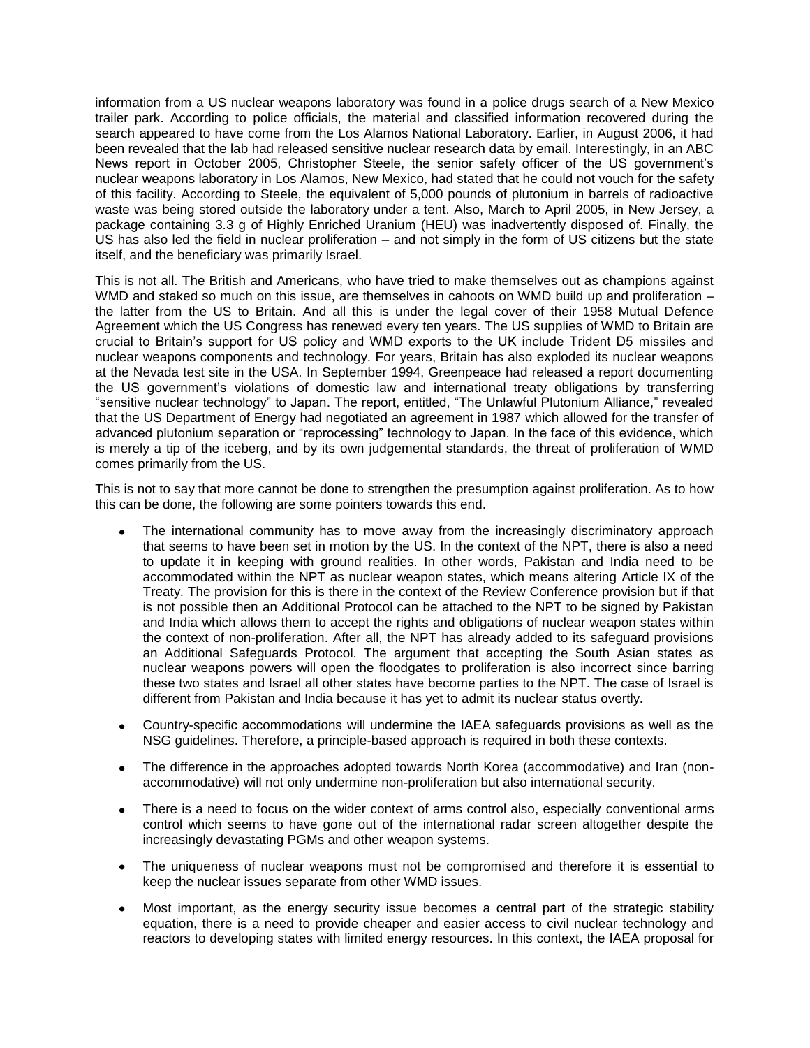information from a US nuclear weapons laboratory was found in a police drugs search of a New Mexico trailer park. According to police officials, the material and classified information recovered during the search appeared to have come from the Los Alamos National Laboratory. Earlier, in August 2006, it had been revealed that the lab had released sensitive nuclear research data by email. Interestingly, in an ABC News report in October 2005, Christopher Steele, the senior safety officer of the US government's nuclear weapons laboratory in Los Alamos, New Mexico, had stated that he could not vouch for the safety of this facility. According to Steele, the equivalent of 5,000 pounds of plutonium in barrels of radioactive waste was being stored outside the laboratory under a tent. Also, March to April 2005, in New Jersey, a package containing 3.3 g of Highly Enriched Uranium (HEU) was inadvertently disposed of. Finally, the US has also led the field in nuclear proliferation – and not simply in the form of US citizens but the state itself, and the beneficiary was primarily Israel.

This is not all. The British and Americans, who have tried to make themselves out as champions against WMD and staked so much on this issue, are themselves in cahoots on WMD build up and proliferation – the latter from the US to Britain. And all this is under the legal cover of their 1958 Mutual Defence Agreement which the US Congress has renewed every ten years. The US supplies of WMD to Britain are crucial to Britain's support for US policy and WMD exports to the UK include Trident D5 missiles and nuclear weapons components and technology. For years, Britain has also exploded its nuclear weapons at the Nevada test site in the USA. In September 1994, Greenpeace had released a report documenting the US government's violations of domestic law and international treaty obligations by transferring "sensitive nuclear technology" to Japan. The report, entitled, "The Unlawful Plutonium Alliance," revealed that the US Department of Energy had negotiated an agreement in 1987 which allowed for the transfer of advanced plutonium separation or "reprocessing" technology to Japan. In the face of this evidence, which is merely a tip of the iceberg, and by its own judgemental standards, the threat of proliferation of WMD comes primarily from the US.

This is not to say that more cannot be done to strengthen the presumption against proliferation. As to how this can be done, the following are some pointers towards this end.

- The international community has to move away from the increasingly discriminatory approach that seems to have been set in motion by the US. In the context of the NPT, there is also a need to update it in keeping with ground realities. In other words, Pakistan and India need to be accommodated within the NPT as nuclear weapon states, which means altering Article IX of the Treaty. The provision for this is there in the context of the Review Conference provision but if that is not possible then an Additional Protocol can be attached to the NPT to be signed by Pakistan and India which allows them to accept the rights and obligations of nuclear weapon states within the context of non-proliferation. After all, the NPT has already added to its safeguard provisions an Additional Safeguards Protocol. The argument that accepting the South Asian states as nuclear weapons powers will open the floodgates to proliferation is also incorrect since barring these two states and Israel all other states have become parties to the NPT. The case of Israel is different from Pakistan and India because it has yet to admit its nuclear status overtly.
- Country-specific accommodations will undermine the IAEA safeguards provisions as well as the NSG guidelines. Therefore, a principle-based approach is required in both these contexts.
- The difference in the approaches adopted towards North Korea (accommodative) and Iran (non-accommodative) will not only undermine non-proliferation but also international security.
- There is a need to focus on the wider context of arms control also, especially conventional arms control which seems to have gone out of the international radar screen altogether despite the increasingly devastating PGMs and other weapon systems.
- The uniqueness of nuclear weapons must not be compromised and therefore it is essential to keep the nuclear issues separate from other WMD issues.
- Most important, as the energy security issue becomes a central part of the strategic stability equation, there is a need to provide cheaper and easier access to civil nuclear technology and reactors to developing states with limited energy resources. In this context, the IAEA proposal for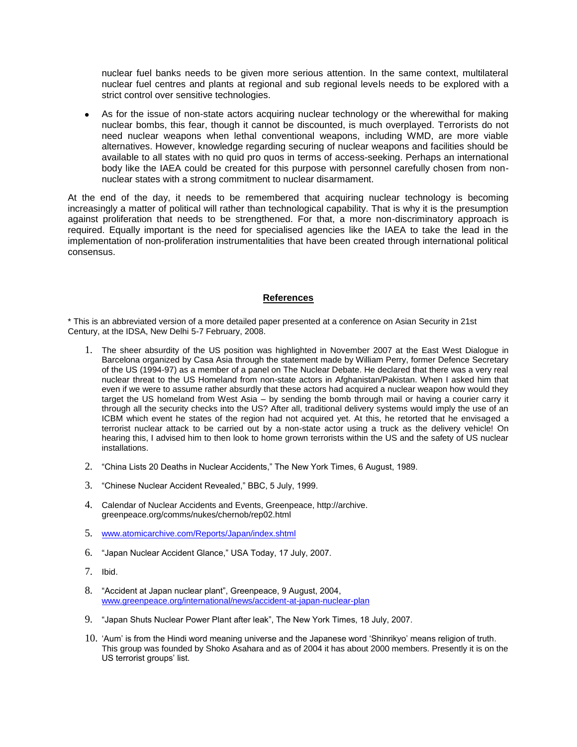nuclear fuel banks needs to be given more serious attention. In the same context, multilateral nuclear fuel centres and plants at regional and sub regional levels needs to be explored with a strict control over sensitive technologies.

- As for the issue of non-state actors acquiring nuclear technology or the wherewithal for making nuclear bombs, this fear, though it cannot be discounted, is much overplayed. Terrorists do not need nuclear weapons when lethal conventional weapons, including WMD, are more viable alternatives. However, knowledge regarding securing of nuclear weapons and facilities should be available to all states with no quid pro quos in terms of access-seeking. Perhaps an international body like the IAEA could be created for this purpose with personnel carefully chosen from non-nuclear states with a strong commitment to nuclear disarmament.

At the end of the day, it needs to be remembered that acquiring nuclear technology is becoming increasingly a matter of political will rather than technological capability. That is why it is the presumption against proliferation that needs to be strengthened. For that, a more non-discriminatory approach is required. Equally important is the need for specialised agencies like the IAEA to take the lead in the implementation of non-proliferation instrumentalities that have been created through international political consensus.

## References

* This is an abbreviated version of a more detailed paper presented at a conference on Asian Security in 21st Century, at the IDSA, New Delhi 5-7 February, 2008.

1. The sheer absurdity of the US position was highlighted in November 2007 at the East West Dialogue in Barcelona organized by Casa Asia through the statement made by William Perry, former Defence Secretary of the US (1994-97) as a member of a panel on The Nuclear Debate. He declared that there was a very real nuclear threat to the US Homeland from non-state actors in Afghanistan/Pakistan. When I asked him that even if we were to assume rather absurdly that these actors had acquired a nuclear weapon how would they target the US homeland from West Asia – by sending the bomb through mail or having a courier carry it through all the security checks into the US? After all, traditional delivery systems would imply the use of an ICBM which event he states of the region had not acquired yet. At this, he retorted that he envisaged a terrorist nuclear attack to be carried out by a non-state actor using a truck as the delivery vehicle! On hearing this, I advised him to then look to home grown terrorists within the US and the safety of US nuclear installations.

2. "China Lists 20 Deaths in Nuclear Accidents," The New York Times, 6 August, 1989.

3. "Chinese Nuclear Accident Revealed," BBC, 5 July, 1999.

4. Calendar of Nuclear Accidents and Events, Greenpeace, http://archive. greenpeace.org/comms/nukes/chernob/rep02.html

5. www.atomicarchive.com/Reports/Japan/index.shtml

6. "Japan Nuclear Accident Glance," USA Today, 17 July, 2007.

7. Ibid.

8. "Accident at Japan nuclear plant", Greenpeace, 9 August, 2004, www.greenpeace.org/international/news/accident-at-japan-nuclear-plan

9. "Japan Shuts Nuclear Power Plant after leak", The New York Times, 18 July, 2007.

10. 'Aum' is from the Hindi word meaning universe and the Japanese word 'Shinrikyo' means religion of truth. This group was founded by Shoko Asahara and as of 2004 it has about 2000 members. Presently it is on the US terrorist groups' list.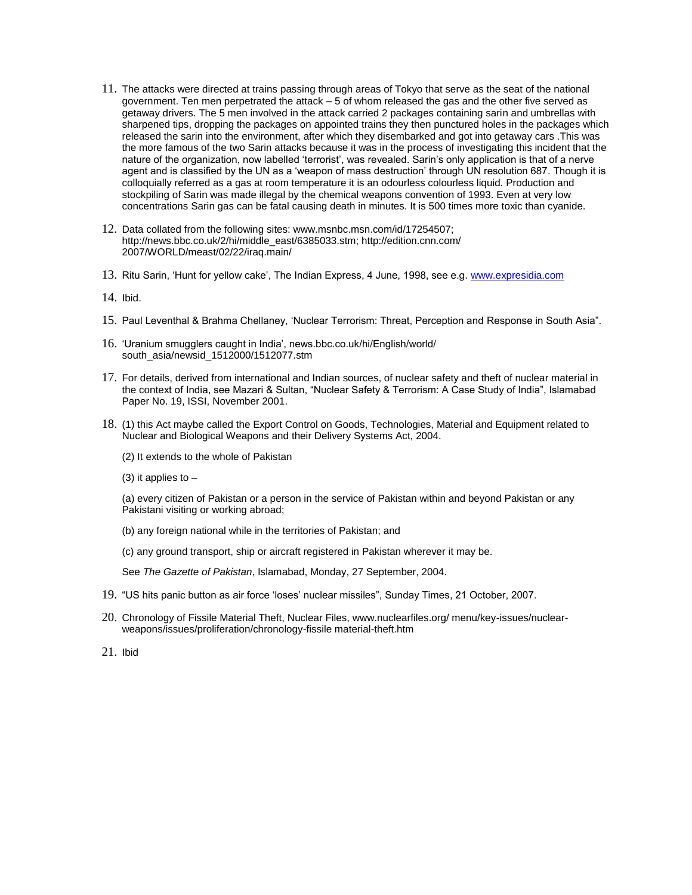11. The attacks were directed at trains passing through areas of Tokyo that serve as the seat of the national government. Ten men perpetrated the attack – 5 of whom released the gas and the other five served as getaway drivers. The 5 men involved in the attack carried 2 packages containing sarin and umbrellas with sharpened tips, dropping the packages on appointed trains they then punctured holes in the packages which released the sarin into the environment, after which they disembarked and got into getaway cars .This was the more famous of the two Sarin attacks because it was in the process of investigating this incident that the nature of the organization, now labelled 'terrorist', was revealed. Sarin's only application is that of a nerve agent and is classified by the UN as a 'weapon of mass destruction' through UN resolution 687. Though it is colloquially referred as a gas at room temperature it is an odourless colourless liquid. Production and stockpiling of Sarin was made illegal by the chemical weapons convention of 1993. Even at very low concentrations Sarin gas can be fatal causing death in minutes. It is 500 times more toxic than cyanide.

12. Data collated from the following sites: www.msnbc.msn.com/id/17254507; http://news.bbc.co.uk/2/hi/middle_east/6385033.stm; http://edition.cnn.com/2007/WORLD/meast/02/22/iraq.main/

13. Ritu Sarin, 'Hunt for yellow cake', The Indian Express, 4 June, 1998, see e.g. [www.expresidia.com](http://www.expresidia.com)

14. Ibid.

15. Paul Leventhal & Brahma Chellaney, 'Nuclear Terrorism: Threat, Perception and Response in South Asia".

16. 'Uranium smugglers caught in India', news.bbc.co.uk/hi/English/world/south_asia/newsid_1512000/1512077.stm

17. For details, derived from international and Indian sources, of nuclear safety and theft of nuclear material in the context of India, see Mazari & Sultan, "Nuclear Safety & Terrorism: A Case Study of India", Islamabad Paper No. 19, ISSI, November 2001.

18. (1) this Act maybe called the Export Control on Goods, Technologies, Material and Equipment related to Nuclear and Biological Weapons and their Delivery Systems Act, 2004.

    (2) It extends to the whole of Pakistan

    (3) it applies to –

    (a) every citizen of Pakistan or a person in the service of Pakistan within and beyond Pakistan or any Pakistani visiting or working abroad;

    (b) any foreign national while in the territories of Pakistan; and

    (c) any ground transport, ship or aircraft registered in Pakistan wherever it may be.

    See *The Gazette of Pakistan*, Islamabad, Monday, 27 September, 2004.

19. "US hits panic button as air force 'loses' nuclear missiles", Sunday Times, 21 October, 2007.

20. Chronology of Fissile Material Theft, Nuclear Files, www.nuclearfiles.org/ menu/key-issues/nuclear-weapons/issues/proliferation/chronology-fissile material-theft.htm

21. Ibid